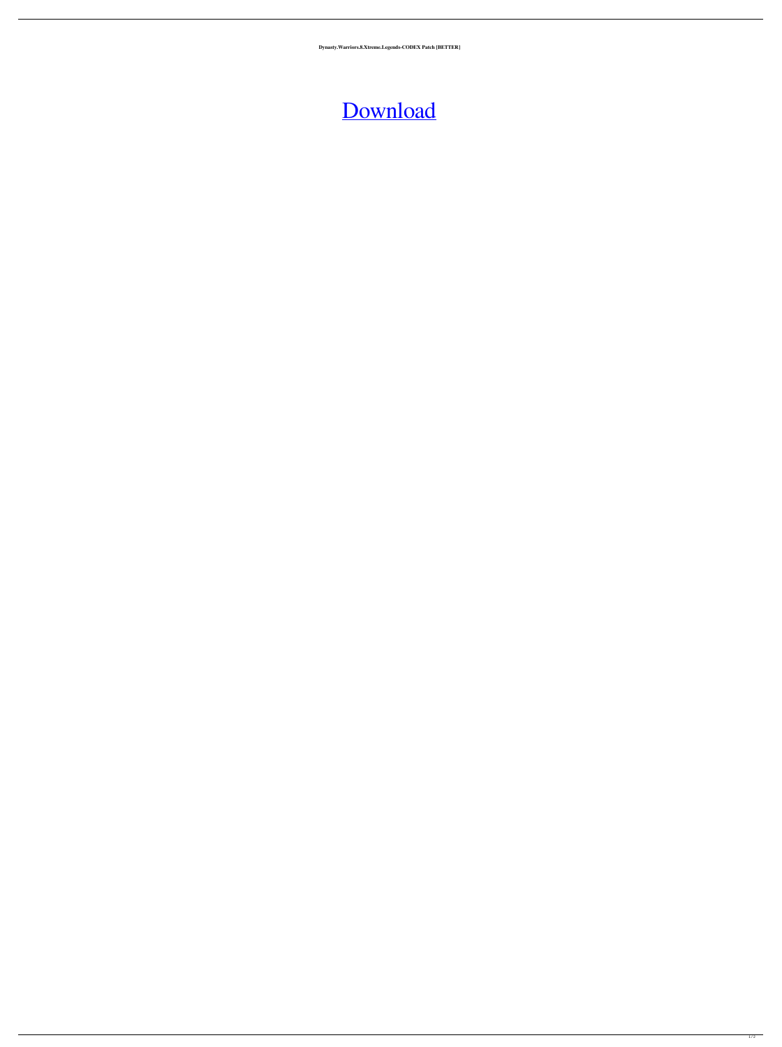**Dynasty.Warriors.8.Xtreme.Legends-CODEX Patch [BETTER]**

Download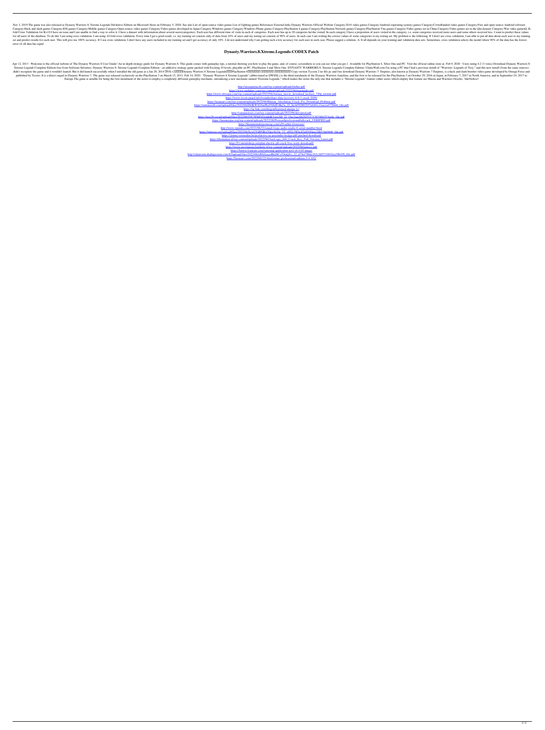Nov 3, 2019 The game was also released as Dynasty Warriors 8: Xtreme Legends Definitive Edition on Microsoft Store on February 5, 2020. See also List of open-source video games List of fighting games References External links Dynasty Warriors Official Website Category:2014 video games Category:Android (operating system) games Category:Crowdfunded video games Category:Free and open-source Android software Category:Hack and slash games Category:iOS games Category:Mobile games Category:Open-source video games Category:Video games developed in Japan Category:Windows games Category:Windows Phone games Category:PlayStation 4 games Category:PlayStation Network games Category:PlayStation Vita games Category:Video games set in China Category:Video games set in the Qin dynasty Category:War video gamesQ: K-fold Cross Validation for K>10 I have an issue and I am unable to find a way to solve it: I have a dataset with information about several users(categories). Each user has up to 20 categories he/she visited. In each category I have a proportion of users visited in the category, i.e. some categories received more users and some others received less. I want to predict these values for all users of the database. To do this I am using cross validation. I am using 10-fold cross validation. Every time I get a good result, i.e. my training set consists only of data from 10% of users and my testing set consists of 90% of users. In such case I am writing the correct values of some categories to my testing set. My problem is the following: If I don't use cross validation, I am able to put all data about each user to my training set and predict results for each user. This will give me 100% accuracy. If I use cross validation, I don't have any users included in my training set and I get accuracy of only 10%. I do not understand why I am getting such a low accuracy for each user in such case. Please suggest a solution. A: It all depends on your training and validation data sets. Sometimes, cross validation selects the model where 90% of the data has the lowest error (if all data has equal

## Dynasty.Warriors.8.Xtreme.Legends-CODEX Patch

Apr 12, 2013 · Welcome to the official website of The Dynasty Warriors 8 User Guide! An in-depth strategy guide for Dynasty Warriors 8. This guide comes with gameplay tips, a tutorial showing you how to play the game, and, of course, screenshots so you can see what you get.1. Available for PlayStation 4, Xbox One and PC. Visit the official online store at. Feb 9, 2020 · Users rating 4.2 (3 votes) Download Dynasty Warriors 8: Xtreme Legends Complete Edition free from Software Informer. Dynasty Warriors 8: Xtreme Legends Complete Edition - an addictive strategy game packed with Exciting 10 levels, playable on PC, PlayStation 4 and Xbox One. DYNASTY WARRIORS 8: Xtreme Legends Complete Edition | GameWall.com I'm using a PC that I had a previous install of "Warriors: Legends of Troy," and this new install (from the same sources) didn't recognize the game and it wouldn't launch. But it did launch successfully when I installed the old game as a Jan 20, 2014 【NX-v2】Dynasty Warriors 8 Xtreme Legends【PlayStation 4】 Copy version Tycoon 2 no life pc and free download Dynasty Warriors 7: Empires, also known as Dynasty Warriors 7 Empires, is a hack and slash brawler video game developed by Omega Force and published by Tecmo. It is a direct sequel to Dynasty Warriors 7. The game was released exclusively on the PlayStation 3 on March 15, 2011. Feb 14, 2020 · "Dynasty Warriors 8 Xtreme Legends" (abbreviated as DW8XL) is the third instalment of the Dynasty Warriors franchise, and the first to be released for the PlayStation 3 on October 29, 2016 in Japan, in February 7, 2017 in North America, and in September 24, 2017 in Europe.The game is notable for being the first instalment of the series to employ a completely different gameplay mechanic, introducing a new mechanic named "Extreme Legends," which makes the series the only one that includes a "Xtreme Legends" feature (other series which employ this feature are Musou and Warriors Orochi). 3da54e8ca3

http://arcaoportacoli.com/wp-content/uploads/farher.pdf
https://www.mehdinn.com/wp-content/uploads/2022/06/narmmalo.pdf
https://www.olivegin.com/wp-content/uploads/2022/06/Aitraaz_movie_download_kickass_720p_torrent.pdf
https://www.nixon-guard.info/wondershare-data-recovery-6-6-1-crack-2020/
https://aramark.com/wp-content/uploads/2022/06/Hitman_Absolution_Crack_Fix_Download_Problem.pdf
https://onlineworld.com/upload/files/2022/06/DOKW3f25nWaY0ZdTyBg7e_22_8a3d705892557eb4f1e11ae1a4778646_file.pdf
https://jg-link.com/dragonflypmsell-dumps-jr/
http://campustoast.com/wp-content/uploads/2022/06/doryprod.pdf
https://taxi2b.social/upload/files/2022/06/HNCSFhkKQrudtdK5wmX8_22_f4ac1aae0629255171367f0b67f3ed4c_file.pdf
https://insenergias.org/wp-content/uploads/2022/06/Protonsdirprofessionalfullcrack_VERIFIED.pdf
https://thenationalreporterng.com/a20-tablet-firmware/
http://www.xpendx.com/2022/06/22/sound-forge-audio-studio-8-serial-number-best/
https://whogoes.net/upload/files/2022/06/SceGYtHNBzt3Oho4EcOe_22_e892c99cbc82af044feee2db51bd5bf8_file.pdf
https://jimmyvermeulen.be/pedarstvo-za-pocetnike-knjiga-pdf-patched-download/
https://diontalent.nl/wp-content/uploads/2022/06/AnyLogic_840_Crack_Key_Full_Version_Latest.pdf
https://11.intimlobnja.ru/eplan-electric-p8-crack-free-work-download/
https://www.movimento2stelle.it/wp-content/uploads/2022/06/ranseo.pdf
https://bistrot-francais.com/samsung-qualcomm-tool-v6-4-05-mega/
http://chatroom.thabigscreen.com:82/upload/files/2022/06/aBXZueco8bZ8CyTXnQ9s_22_d79cf788dc1b2c2d97310f42ea70b109_file.pdf
https://listmarv.com/2022/06/22/vbreformer-professional-edition-5-4-102/